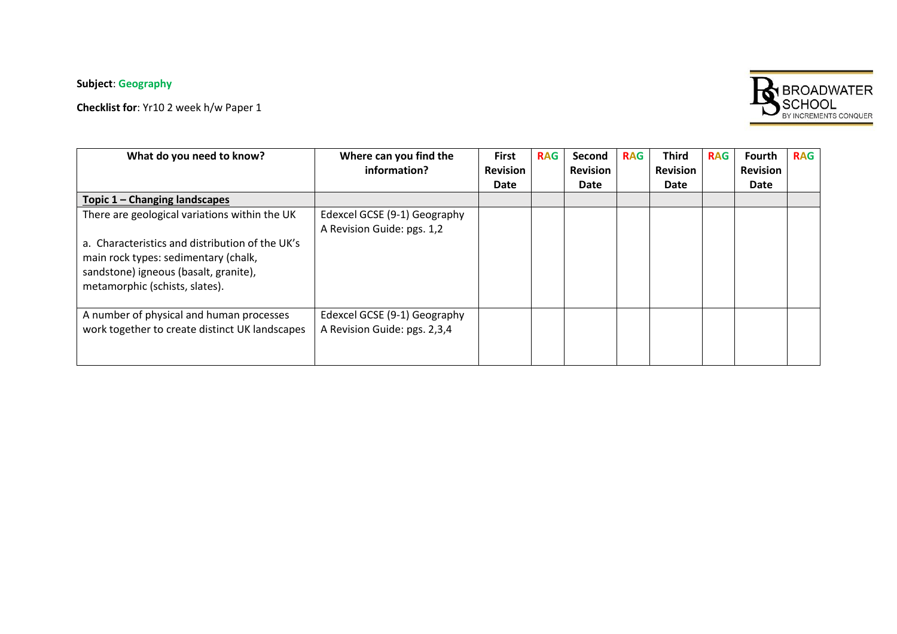**Subject**: Geography

**Checklist for**: Yr10 2 week h/w Paper 1

BROADWATER SCHOOL
BY INCREMENTS CONQUER

| What do you need to know? | Where can you find the information? | First Revision Date | RAG | Second Revision Date | RAG | Third Revision Date | RAG | Fourth Revision Date | RAG |
|---|---|---|---|---|---|---|---|---|---|
| **Topic 1 – Changing landscapes** | | | | | | | | | |
| There are geological variations within the UK<br><br>a. Characteristics and distribution of the UK's main rock types: sedimentary (chalk, sandstone) igneous (basalt, granite), metamorphic (schists, slates). | Edexcel GCSE (9-1) Geography A Revision Guide: pgs. 1,2 | | | | | | | | |
| A number of physical and human processes work together to create distinct UK landscapes | Edexcel GCSE (9-1) Geography A Revision Guide: pgs. 2,3,4 | | | | | | | | |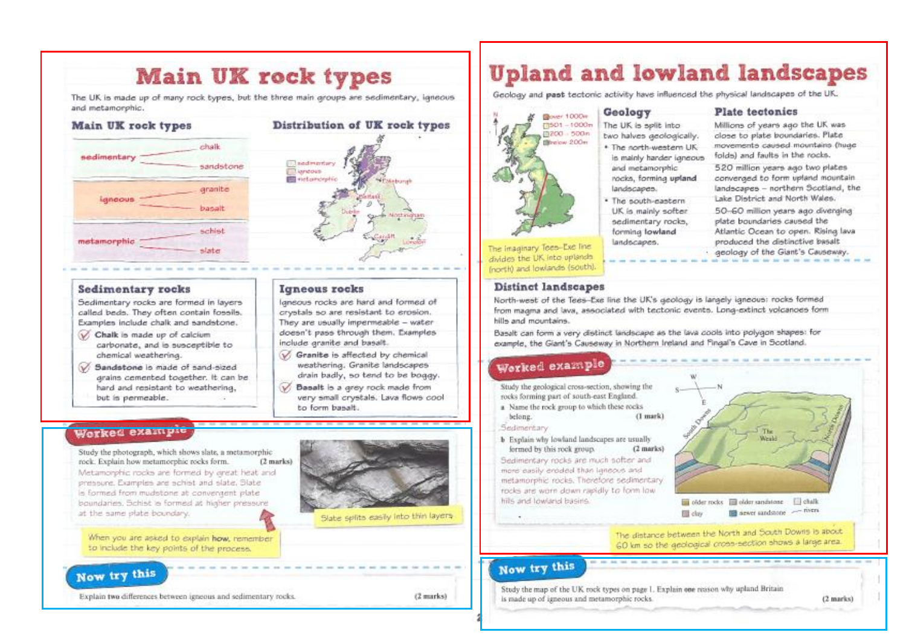# Main UK rock types

The UK is made up of many rock types, but the three main groups are sedimentary, igneous and metamorphic.

## Main UK rock types

| Group | Examples |
| --- | --- |
| sedimentary | chalk, sandstone |
| igneous | granite, basalt |
| metamorphic | schist, slate |

## Distribution of UK rock types

sedimentary / igneous / metamorphic

Edinburgh, Belfast, Dublin, Nottingham, Cardiff, London

### Sedimentary rocks

Sedimentary rocks are formed in layers called beds. They often contain fossils. Examples include chalk and sandstone.

- **Chalk** is made up of calcium carbonate, and is susceptible to chemical weathering.
- **Sandstone** is made of sand-sized grains cemented together. It can be hard and resistant to weathering, but is permeable.

### Igneous rocks

Igneous rocks are hard and formed of crystals so are resistant to erosion. They are usually impermeable – water doesn't pass through them. Examples include granite and basalt.

- **Granite** is affected by chemical weathering. Granite landscapes drain badly, so tend to be boggy.
- **Basalt** is a grey rock made from very small crystals. Lava flows cool to form basalt.

## Worked example

Study the photograph, which shows slate, a metamorphic rock. Explain how metamorphic rocks form. **(2 marks)**

Metamorphic rocks are formed by great heat and pressure. Examples are schist and slate. Slate is formed from mudstone at convergent plate boundaries. Schist is formed at higher pressure at the same plate boundary.

Slate splits easily into thin layers

When you are asked to explain **how**, remember to include the key points of the process.

## Now try this

Explain **two** differences between igneous and sedimentary rocks. **(2 marks)**

# Upland and lowland landscapes

Geology and **past** tectonic activity have influenced the physical landscapes of the UK.

over 1000m / 501 – 1000m / 200 – 500m / below 200m

The imaginary Tees–Exe line divides the UK into uplands (north) and lowlands (south).

## Geology

The UK is split into two halves geologically.

- The north-western UK is mainly harder igneous and metamorphic rocks, forming **upland** landscapes.
- The south-eastern UK is mainly softer sedimentary rocks, forming **lowland** landscapes.

## Plate tectonics

Millions of years ago the UK was close to plate boundaries. Plate movements caused mountains (huge folds) and faults in the rocks.

520 million years ago two plates converged to form upland mountain landscapes – northern Scotland, the Lake District and North Wales.

50–60 million years ago diverging plate boundaries caused the Atlantic Ocean to open. Rising lava produced the distinctive basalt geology of the Giant's Causeway.

## Distinct landscapes

North-west of the Tees–Exe line the UK's geology is largely igneous: rocks formed from magma and lava, associated with tectonic events. Long-extinct volcanoes form hills and mountains.

Basalt can form a very distinct landscape as the lava cools into polygon shapes: for example, the Giant's Causeway in Northern Ireland and Fingal's Cave in Scotland.

## Worked example

Study the geological cross-section, showing the rocks forming part of south-east England.

a Name the rock group to which these rocks belong. **(1 mark)**

Sedimentary

b Explain why lowland landscapes are usually formed by this rock group. **(2 marks)**

Sedimentary rocks are much softer and more easily eroded than igneous and metamorphic rocks. Therefore sedimentary rocks are worn down rapidly to form low hills and lowland basins.

South Downs, The Weald, North Downs

older rocks / older sandstone / chalk / clay / newer sandstone / rivers

The distance between the North and South Downs is about 60 km so the geological cross-section shows a large area.

## Now try this

Study the map of the UK rock types on page 1. Explain **one** reason why upland Britain is made up of igneous and metamorphic rocks. **(2 marks)**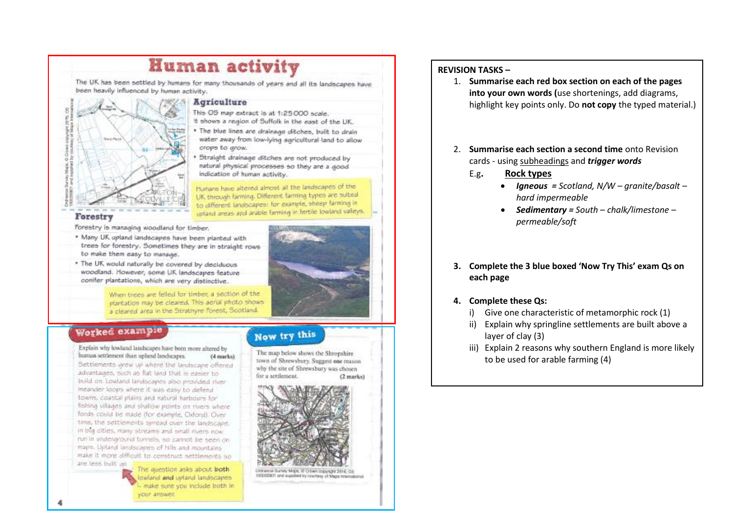# Human activity

The UK has been settled by humans for many thousands of years and all its landscapes have been heavily influenced by human activity.

## Agriculture

This OS map extract is at 1:25 000 scale. It shows a region of Suffolk in the east of the UK.

- The blue lines are drainage ditches, built to drain water away from low-lying agricultural land to allow crops to grow.
- Straight drainage ditches are not produced by natural physical processes so they are a good indication of human activity.

Humans have altered almost all the landscapes of the UK through farming. Different farming types are suited to different landscapes: for example, sheep farming in upland areas and arable farming in fertile lowland valleys.

## Forestry

Forestry is managing woodland for timber.

- Many UK upland landscapes have been planted with trees for forestry. Sometimes they are in straight rows to make them easy to manage.
- The UK would naturally be covered by deciduous woodland. However, some UK landscapes feature conifer plantations, which are very distinctive.

When trees are felled for timber, a section of the plantation may be cleared. This aerial photo shows a cleared area in the Strathyre Forest, Scotland.

## Worked example

Explain why lowland landscapes have been more altered by human settlement than upland landscapes. **(4 marks)**

Settlements grew up where the landscape offered advantages, such as flat land that is easier to build on. Lowland landscapes also provided river meander loops where it was easy to defend towns, coastal plains and natural harbours for fishing villages and shallow points on rivers where fords could be made (for example, Oxford). Over time, the settlements spread over the landscape. In big cities, many streams and small rivers now run in underground tunnels, so cannot be seen on maps. Upland landscapes of hills and mountains make it more difficult to construct settlements so are less built up.

The question asks about **both** lowland **and** upland landscapes – make sure you include both in your answer.

## Now try this

The map below shows the Shropshire town of Shrewsbury. Suggest **one** reason why the site of Shrewsbury was chosen for a settlement. **(2 marks)**

Ordnance Survey Maps. © Crown copyright 2016, OS 100030901 and supplied by courtesy of Maps International

---

**REVISION TASKS –**

1. **Summarise each red box section on each of the pages into your own words (**use shortenings, add diagrams, highlight key points only. Do **not copy** the typed material.)

2. **Summarise each section a second time** onto Revision cards - using subheadings and ***trigger words***

   E.g. **Rock types**
   - ***Igneous** = Scotland, N/W – granite/basalt – hard impermeable*
   - ***Sedimentary** = South – chalk/limestone – permeable/soft*

3. **Complete the 3 blue boxed 'Now Try This' exam Qs on each page**

4. **Complete these Qs:**
   - i) Give one characteristic of metamorphic rock (1)
   - ii) Explain why springline settlements are built above a layer of clay (3)
   - iii) Explain 2 reasons why southern England is more likely to be used for arable farming (4)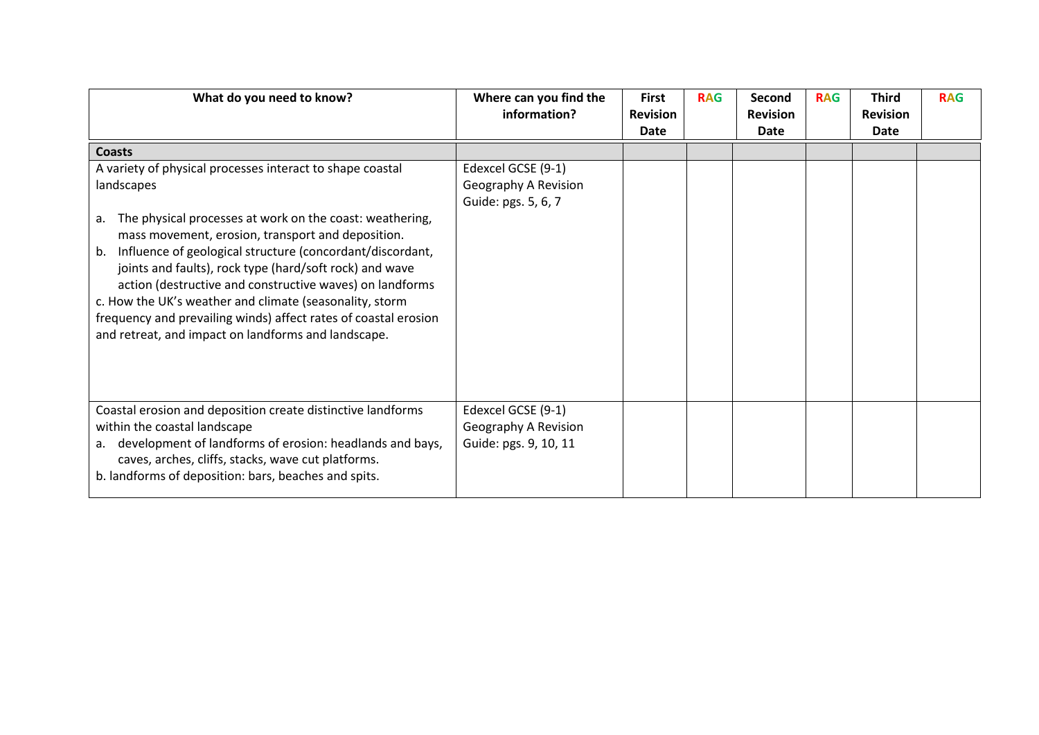| What do you need to know? | Where can you find the information? | First Revision Date | RAG | Second Revision Date | RAG | Third Revision Date | RAG |
|---|---|---|---|---|---|---|---|
| **Coasts** | | | | | | | |
| A variety of physical processes interact to shape coastal landscapes<br><br>a. The physical processes at work on the coast: weathering, mass movement, erosion, transport and deposition.<br>b. Influence of geological structure (concordant/discordant, joints and faults), rock type (hard/soft rock) and wave action (destructive and constructive waves) on landforms<br>c. How the UK's weather and climate (seasonality, storm frequency and prevailing winds) affect rates of coastal erosion and retreat, and impact on landforms and landscape. | Edexcel GCSE (9-1) Geography A Revision Guide: pgs. 5, 6, 7 | | | | | | |
| Coastal erosion and deposition create distinctive landforms within the coastal landscape<br>a. development of landforms of erosion: headlands and bays, caves, arches, cliffs, stacks, wave cut platforms.<br>b. landforms of deposition: bars, beaches and spits. | Edexcel GCSE (9-1) Geography A Revision Guide: pgs. 9, 10, 11 | | | | | | |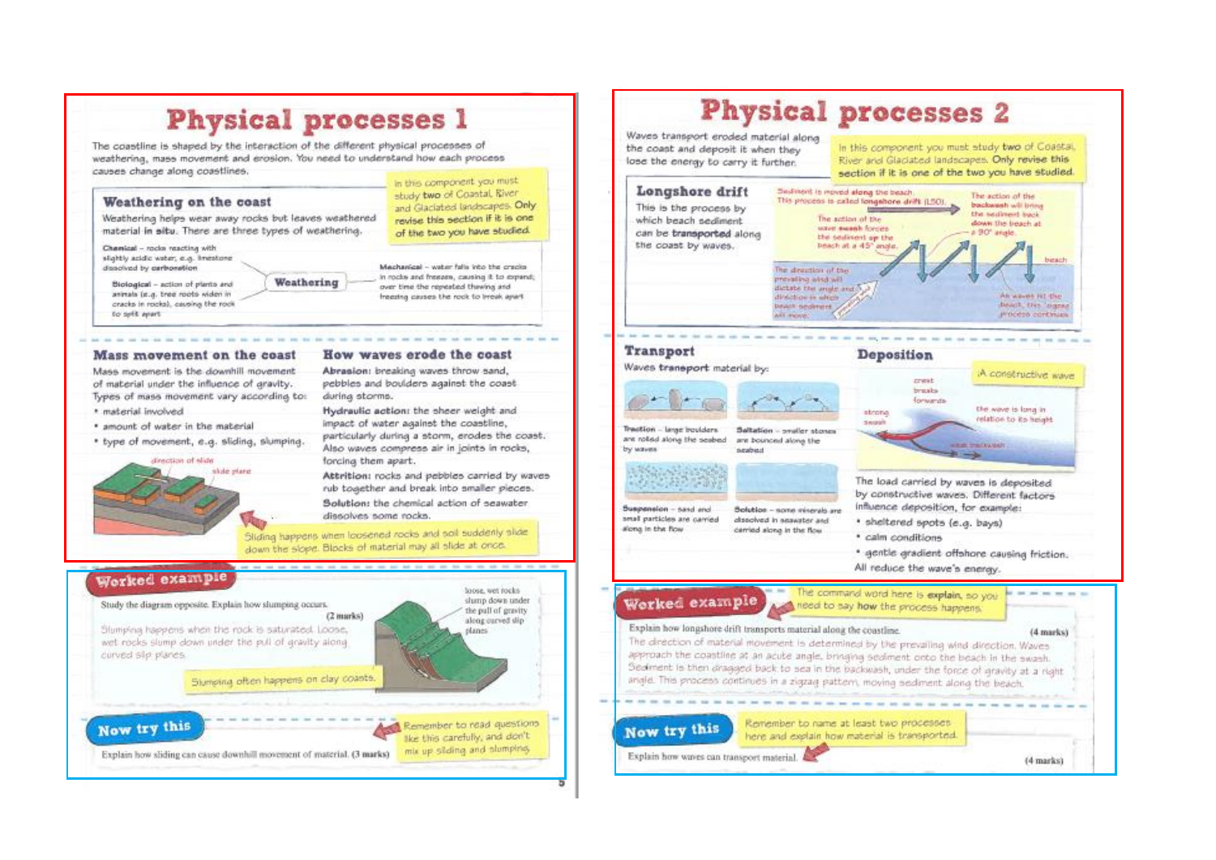# Physical processes 1

The coastline is shaped by the interaction of the different physical processes of weathering, mass movement and erosion. You need to understand how each process causes change along coastlines.

In this component you must study **two** of Coastal, River and Glaciated landscapes. **Only revise this section if it is one of the two you have studied.**

## Weathering on the coast

Weathering helps wear away rocks but leaves weathered material **in situ**. There are three types of weathering.

**Weathering**

- **Chemical** – rocks reacting with slightly acidic water, e.g. limestone dissolved by **carbonation**
- **Biological** – action of plants and animals (e.g. tree roots widen in cracks in rocks), causing the rock to split apart
- **Mechanical** – water falls into the cracks in rocks and freezes, causing it to expand; over time the repeated thawing and freezing causes the rock to break apart

## Mass movement on the coast

Mass movement is the downhill movement of material under the influence of gravity. Types of mass movement vary according to:

- material involved
- amount of water in the material
- type of movement, e.g. sliding, slumping.

direction of slide

slide plane

Sliding happens when loosened rocks and soil suddenly slide down the slope. Blocks of material may all slide at once.

## How waves erode the coast

**Abrasion:** breaking waves throw sand, pebbles and boulders against the coast during storms.

**Hydraulic action:** the sheer weight and impact of water against the coastline, particularly during a storm, erodes the coast. Also waves compress air in joints in rocks, forcing them apart.

**Attrition:** rocks and pebbles carried by waves rub together and break into smaller pieces.

**Solution:** the chemical action of seawater dissolves some rocks.

## Worked example

Study the diagram opposite. Explain how slumping occurs. **(2 marks)**

Slumping happens when the rock is saturated. Loose, wet rocks slump down under the pull of gravity along curved slip planes.

loose, wet rocks slump down under the pull of gravity along curved slip planes

Slumping often happens on clay coasts.

## Now try this

Explain how sliding can cause downhill movement of material. **(3 marks)**

Remember to read questions like this carefully, and don't mix up sliding and slumping.

# Physical processes 2

Waves transport eroded material along the coast and deposit it when they lose the energy to carry it further.

In this component you must study **two** of Coastal, River and Glaciated landscapes. **Only revise this section if it is one of the two you have studied.**

## Longshore drift

This is the process by which beach sediment can be **transported** along the coast by waves.

- Sediment is moved **along** the beach. This process is called **longshore drift** (LSD).
- The action of the **backwash** will bring the sediment back **down** the beach at a 90° angle.
- The action of the wave **swash** forces the sediment **up** the beach at a 45° angle.
- The direction of the prevailing wind will dictate the angle and direction in which beach sediment will move.
- As waves hit the beach, this 'zigzag' process continues.

beach

prevailing wind

## Transport

Waves **transport** material by:

- **Traction** – large boulders are rolled along the seabed by waves
- **Saltation** – smaller stones are bounced along the seabed
- **Suspension** – sand and small particles are carried along in the flow
- **Solution** – some minerals are dissolved in seawater and carried along in the flow

## Deposition

A constructive wave

crest breaks forwards

strong swash

the wave is long in relation to its height

weak backwash

The load carried by waves is deposited by constructive waves. Different factors influence deposition, for example:

- sheltered spots (e.g. bays)
- calm conditions
- gentle gradient offshore causing friction.

All reduce the wave's energy.

## Worked example

The command word here is **explain**, so you need to say **how** the process happens.

Explain how longshore drift transports material along the coastline. **(4 marks)**

The direction of material movement is determined by the prevailing wind direction. Waves approach the coastline at an acute angle, bringing sediment onto the beach in the swash. Sediment is then dragged back to sea in the backwash, under the force of gravity at a right angle. This process continues in a zigzag pattern, moving sediment along the beach.

## Now try this

Remember to name at least two processes here and explain how material is transported.

Explain how waves can transport material. **(4 marks)**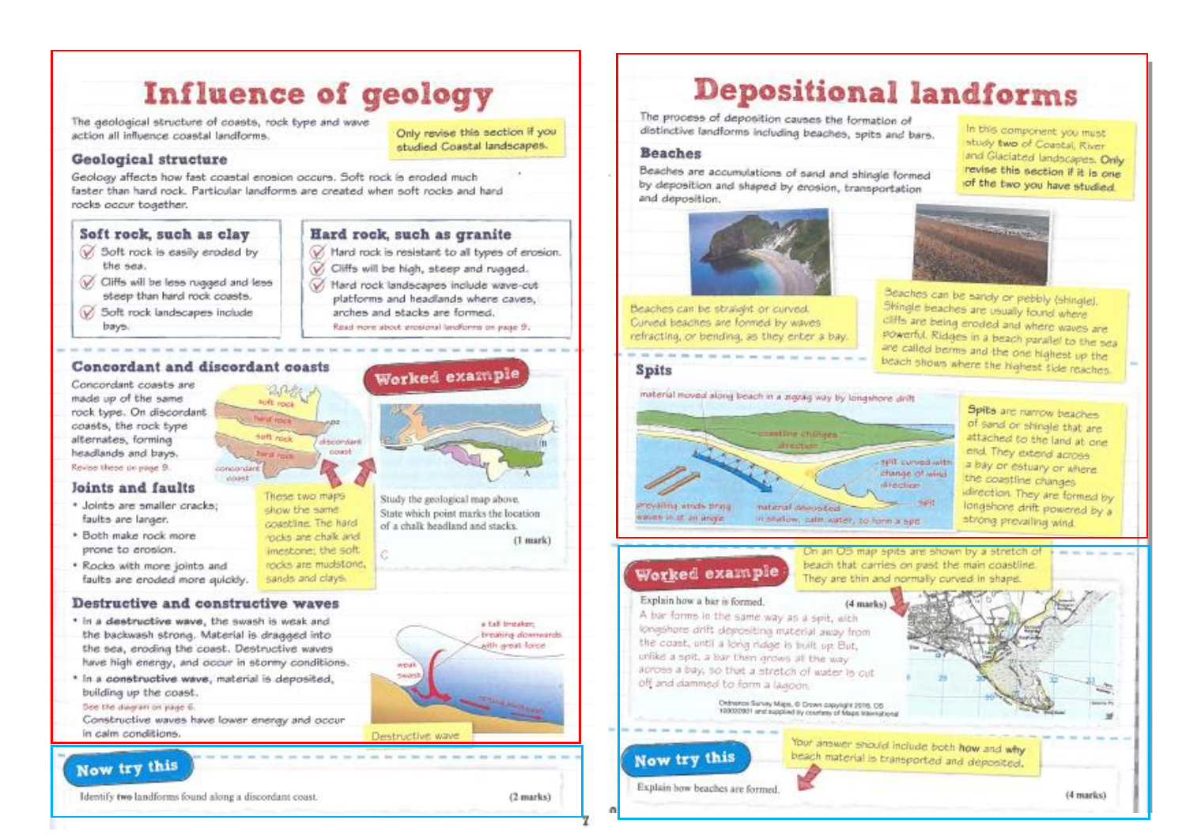# Influence of geology

The geological structure of coasts, rock type and wave action all influence coastal landforms.

Only revise this section if you studied Coastal landscapes.

## Geological structure

Geology affects how fast coastal erosion occurs. Soft rock is eroded much faster than hard rock. Particular landforms are created when soft rocks and hard rocks occur together.

### Soft rock, such as clay

- Soft rock is easily eroded by the sea.
- Cliffs will be less rugged and less steep than hard rock coasts.
- Soft rock landscapes include bays.

### Hard rock, such as granite

- Hard rock is resistant to all types of erosion.
- Cliffs will be high, steep and rugged.
- Hard rock landscapes include wave-cut platforms and headlands where caves, arches and stacks are formed.

Read more about erosional landforms on page 9.

## Concordant and discordant coasts

Concordant coasts are made up of the same rock type. On discordant coasts, the rock type alternates, forming headlands and bays.

Revise these on page 9.

soft rock / hard rock / soft rock / hard rock / discordant coast / concordant coast

## Joints and faults

- Joints are smaller cracks; faults are larger.
- Both make rock more prone to erosion.
- Rocks with more joints and faults are eroded more quickly.

These two maps show the same coastline. The hard rocks are chalk and limestone; the soft rocks are mudstone, sands and clays.

### Worked example

Study the geological map above. State which point marks the location of a chalk headland and stacks. **(1 mark)**

C

## Destructive and constructive waves

- In a **destructive wave**, the swash is weak and the backwash strong. Material is dragged into the sea, eroding the coast. Destructive waves have high energy, and occur in stormy conditions.
- In a **constructive wave**, material is deposited, building up the coast.

See the diagram on page 6.

Constructive waves have lower energy and occur in calm conditions.

a tall breaker, breaking downwards with great force / weak swash / strong backwash

Destructive wave

### Now try this

Identify **two** landforms found along a discordant coast. **(2 marks)**

# Depositional landforms

The process of deposition causes the formation of distinctive landforms including beaches, spits and bars.

In this component you must study **two** of Coastal, River and Glaciated landscapes. Only revise this section if it is one of the two you have studied.

## Beaches

Beaches are accumulations of sand and shingle formed by deposition and shaped by erosion, transportation and deposition.

Beaches can be straight or curved. Curved beaches are formed by waves refracting, or bending, as they enter a bay.

Beaches can be sandy or pebbly (shingle). Shingle beaches are usually found where cliffs are being eroded and where waves are powerful. Ridges in a beach parallel to the sea are called berms and the one highest up the beach shows where the highest tide reaches.

## Spits

material moved along beach in a zigzag way by longshore drift / coastline changes direction / spit curved with change of wind direction / spit / prevailing winds bring waves in at an angle / material deposited in shallow, calm water, to form a spit

**Spits** are narrow beaches of sand or shingle that are attached to the land at one end. They extend across a bay or estuary or where the coastline changes direction. They are formed by longshore drift powered by a strong prevailing wind.

### Worked example

On an OS map spits are shown by a stretch of beach that carries on past the main coastline. They are thin and normally curved in shape.

Explain how a bar is formed. **(4 marks)**

A bar forms in the same way as a spit, with longshore drift depositing material away from the coast, until a long ridge is built up. But, unlike a spit, a bar then grows all the way across a bay, so that a stretch of water is cut off and dammed to form a lagoon.

Ordnance Survey Maps, © Crown copyright 2016, OS 100030901 and supplied by courtesy of Maps International

### Now try this

Your answer should include both **how** and **why** beach material is transported and deposited.

Explain how beaches are formed. **(4 marks)**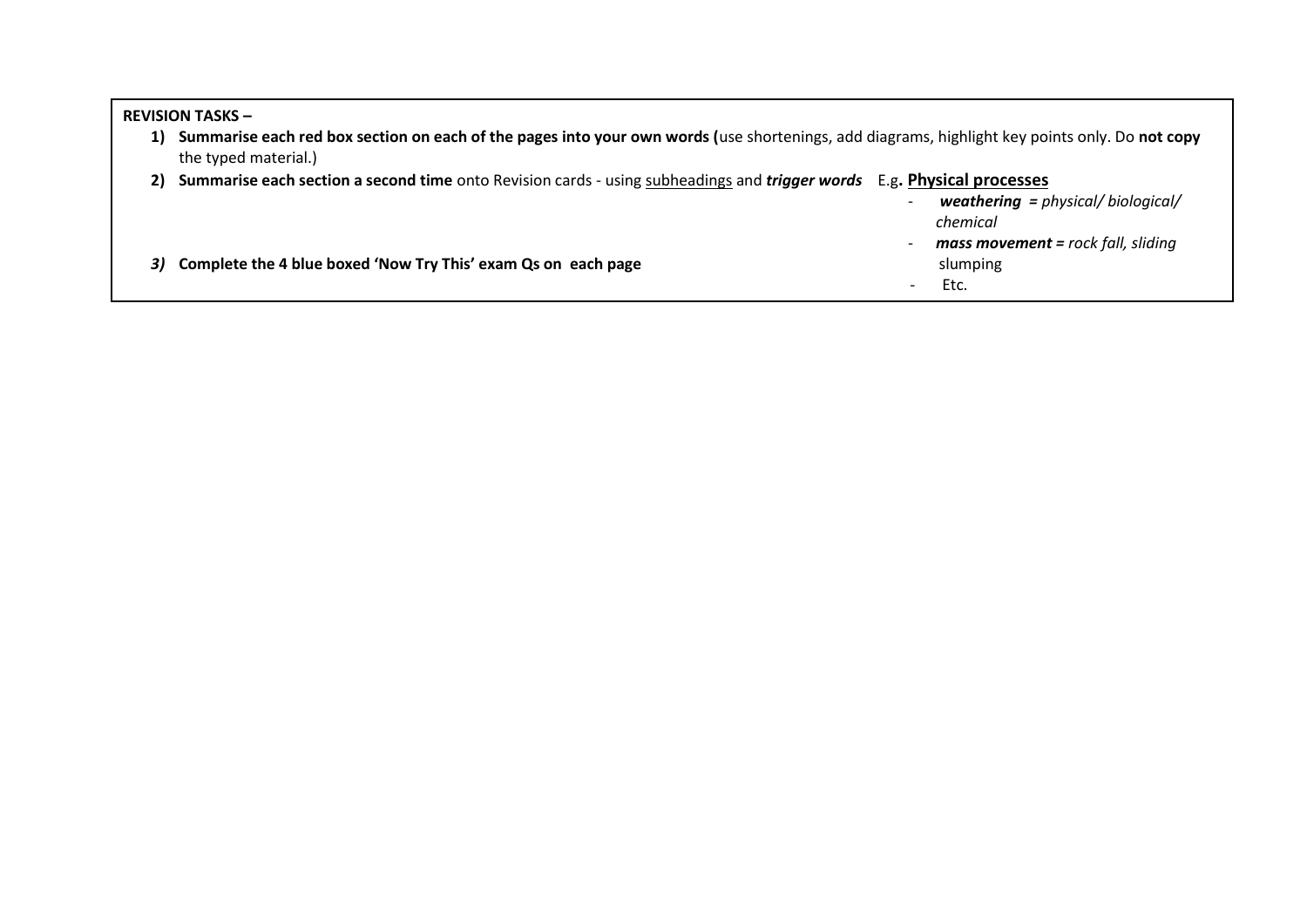**REVISION TASKS –**

1) **Summarise each red box section on each of the pages into your own words (**use shortenings, add diagrams, highlight key points only. Do **not copy** the typed material.)

2) **Summarise each section a second time** onto Revision cards - using <u>subheadings</u> and ***trigger words*** E.g**. <u>Physical processes</u>**
   - ***weathering =*** *physical/ biological/ chemical*
   - ***mass movement =*** *rock fall, sliding* slumping
   - Etc.

3) **Complete the 4 blue boxed 'Now Try This' exam Qs on each page**